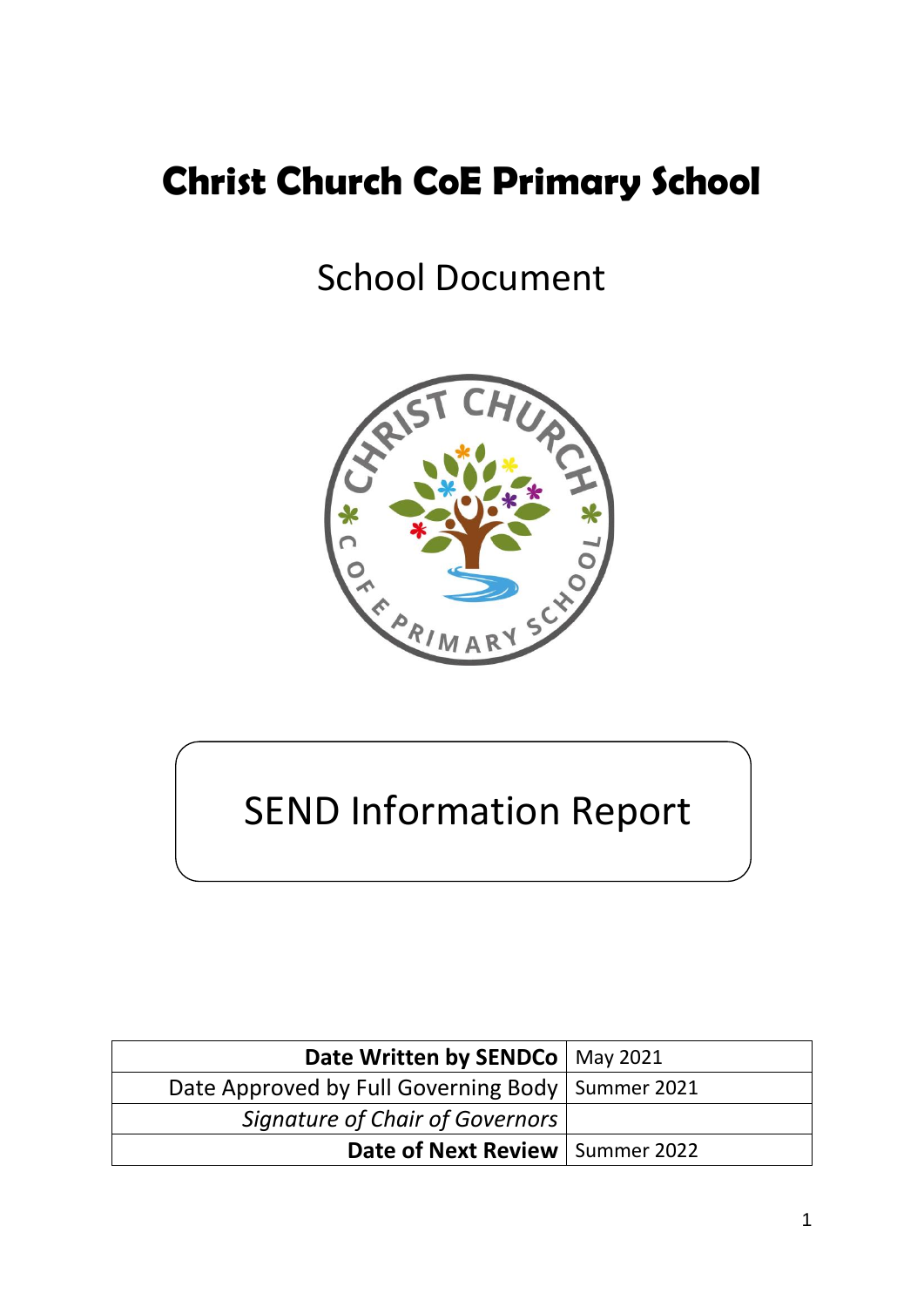# Christ Church CoE Primary School

## School Document

## SEND Information Report

| | |
|---|---|
| **Date Written by SENDCo** | May 2021 |
| Date Approved by Full Governing Body | Summer 2021 |
| *Signature of Chair of Governors* | |
| **Date of Next Review** | Summer 2022 |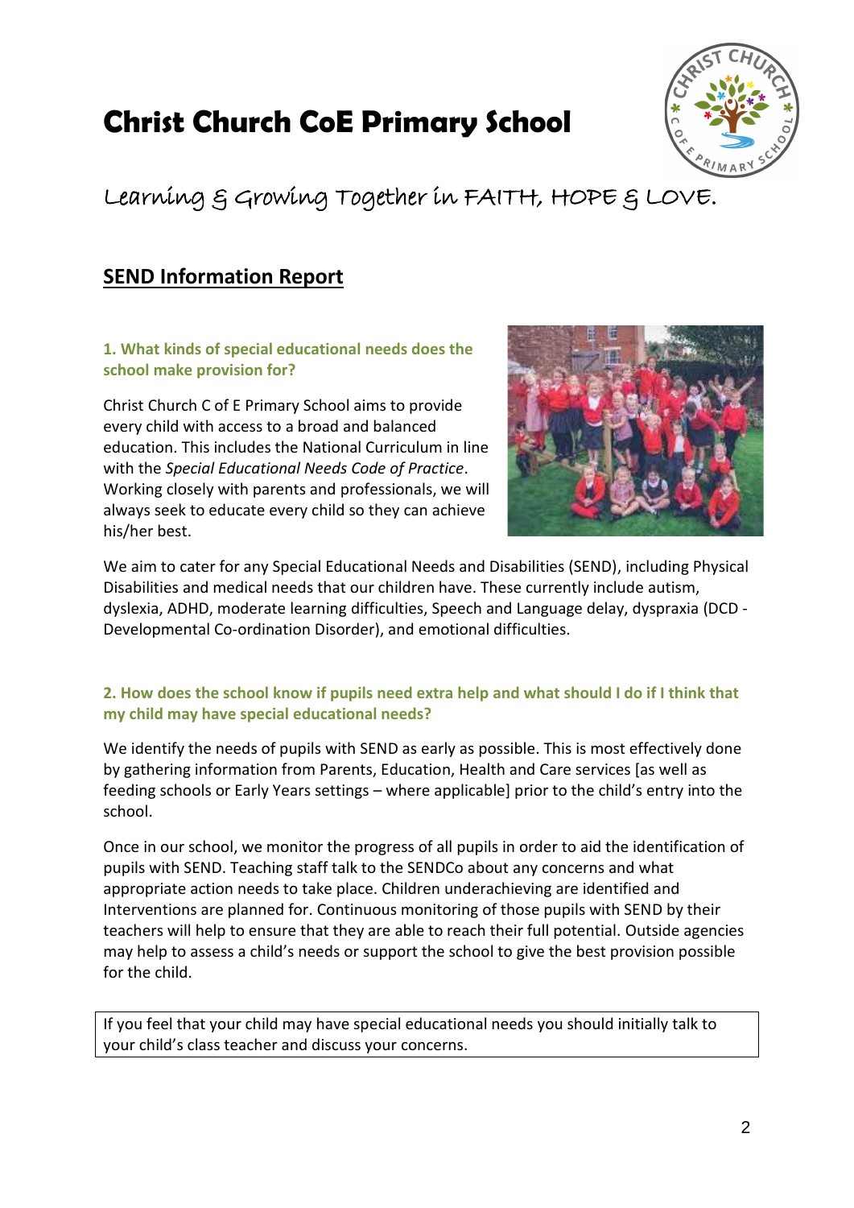# Christ Church CoE Primary School

Learning & Growing Together in FAITH, HOPE & LOVE.

## SEND Information Report

### 1. What kinds of special educational needs does the school make provision for?

Christ Church C of E Primary School aims to provide every child with access to a broad and balanced education. This includes the National Curriculum in line with the *Special Educational Needs Code of Practice*. Working closely with parents and professionals, we will always seek to educate every child so they can achieve his/her best.

We aim to cater for any Special Educational Needs and Disabilities (SEND), including Physical Disabilities and medical needs that our children have. These currently include autism, dyslexia, ADHD, moderate learning difficulties, Speech and Language delay, dyspraxia (DCD - Developmental Co-ordination Disorder), and emotional difficulties.

### 2. How does the school know if pupils need extra help and what should I do if I think that my child may have special educational needs?

We identify the needs of pupils with SEND as early as possible. This is most effectively done by gathering information from Parents, Education, Health and Care services [as well as feeding schools or Early Years settings – where applicable] prior to the child's entry into the school.

Once in our school, we monitor the progress of all pupils in order to aid the identification of pupils with SEND. Teaching staff talk to the SENDCo about any concerns and what appropriate action needs to take place. Children underachieving are identified and Interventions are planned for. Continuous monitoring of those pupils with SEND by their teachers will help to ensure that they are able to reach their full potential. Outside agencies may help to assess a child's needs or support the school to give the best provision possible for the child.

If you feel that your child may have special educational needs you should initially talk to your child's class teacher and discuss your concerns.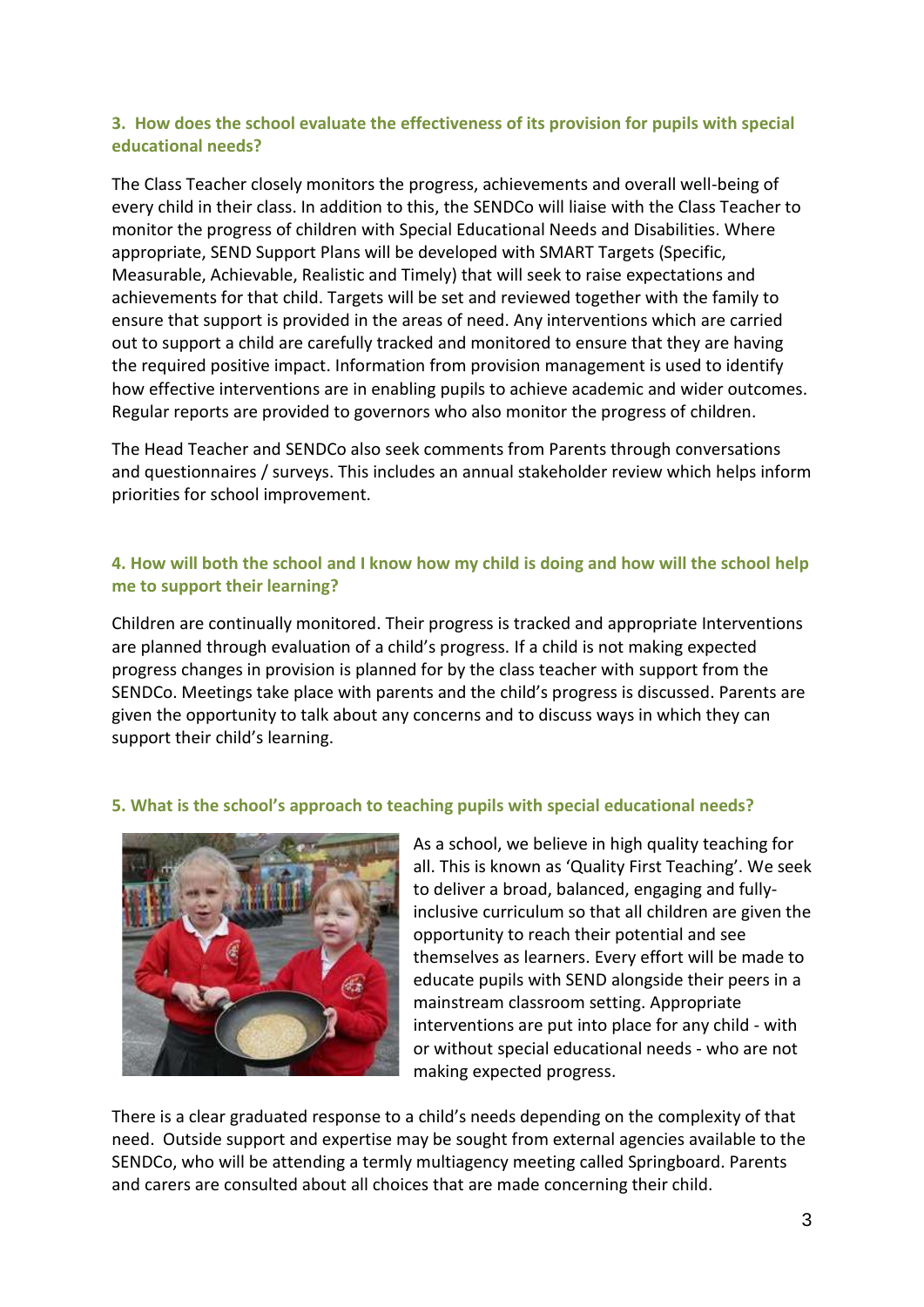### 3. How does the school evaluate the effectiveness of its provision for pupils with special educational needs?

The Class Teacher closely monitors the progress, achievements and overall well-being of every child in their class. In addition to this, the SENDCo will liaise with the Class Teacher to monitor the progress of children with Special Educational Needs and Disabilities. Where appropriate, SEND Support Plans will be developed with SMART Targets (Specific, Measurable, Achievable, Realistic and Timely) that will seek to raise expectations and achievements for that child. Targets will be set and reviewed together with the family to ensure that support is provided in the areas of need. Any interventions which are carried out to support a child are carefully tracked and monitored to ensure that they are having the required positive impact. Information from provision management is used to identify how effective interventions are in enabling pupils to achieve academic and wider outcomes. Regular reports are provided to governors who also monitor the progress of children.

The Head Teacher and SENDCo also seek comments from Parents through conversations and questionnaires / surveys. This includes an annual stakeholder review which helps inform priorities for school improvement.

### 4. How will both the school and I know how my child is doing and how will the school help me to support their learning?

Children are continually monitored. Their progress is tracked and appropriate Interventions are planned through evaluation of a child's progress. If a child is not making expected progress changes in provision is planned for by the class teacher with support from the SENDCo. Meetings take place with parents and the child's progress is discussed. Parents are given the opportunity to talk about any concerns and to discuss ways in which they can support their child's learning.

### 5. What is the school's approach to teaching pupils with special educational needs?

As a school, we believe in high quality teaching for all. This is known as 'Quality First Teaching'. We seek to deliver a broad, balanced, engaging and fully-inclusive curriculum so that all children are given the opportunity to reach their potential and see themselves as learners. Every effort will be made to educate pupils with SEND alongside their peers in a mainstream classroom setting. Appropriate interventions are put into place for any child - with or without special educational needs - who are not making expected progress.

There is a clear graduated response to a child's needs depending on the complexity of that need. Outside support and expertise may be sought from external agencies available to the SENDCo, who will be attending a termly multiagency meeting called Springboard. Parents and carers are consulted about all choices that are made concerning their child.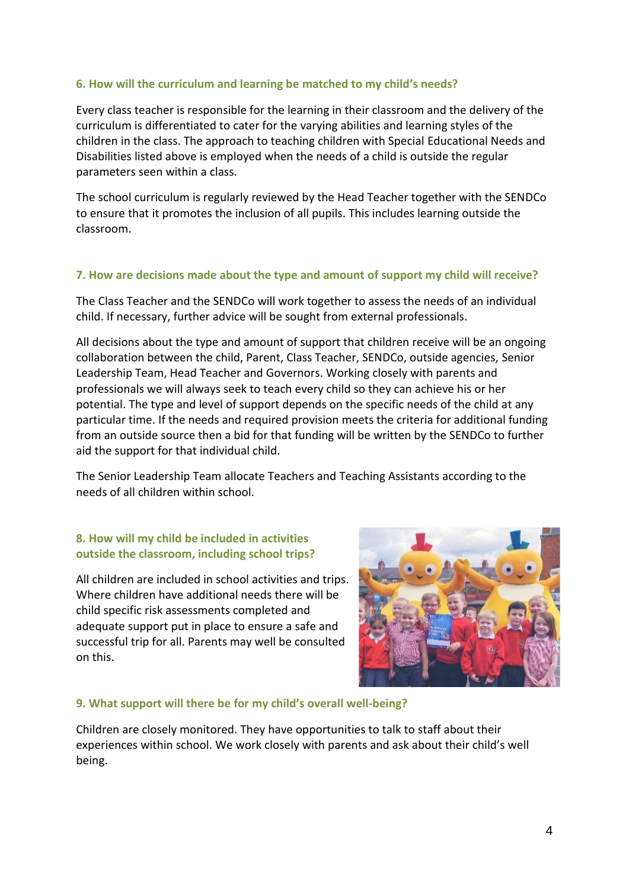### 6. How will the curriculum and learning be matched to my child's needs?

Every class teacher is responsible for the learning in their classroom and the delivery of the curriculum is differentiated to cater for the varying abilities and learning styles of the children in the class. The approach to teaching children with Special Educational Needs and Disabilities listed above is employed when the needs of a child is outside the regular parameters seen within a class.

The school curriculum is regularly reviewed by the Head Teacher together with the SENDCo to ensure that it promotes the inclusion of all pupils. This includes learning outside the classroom.

### 7. How are decisions made about the type and amount of support my child will receive?

The Class Teacher and the SENDCo will work together to assess the needs of an individual child. If necessary, further advice will be sought from external professionals.

All decisions about the type and amount of support that children receive will be an ongoing collaboration between the child, Parent, Class Teacher, SENDCo, outside agencies, Senior Leadership Team, Head Teacher and Governors. Working closely with parents and professionals we will always seek to teach every child so they can achieve his or her potential. The type and level of support depends on the specific needs of the child at any particular time. If the needs and required provision meets the criteria for additional funding from an outside source then a bid for that funding will be written by the SENDCo to further aid the support for that individual child.

The Senior Leadership Team allocate Teachers and Teaching Assistants according to the needs of all children within school.

### 8. How will my child be included in activities outside the classroom, including school trips?

All children are included in school activities and trips. Where children have additional needs there will be child specific risk assessments completed and adequate support put in place to ensure a safe and successful trip for all. Parents may well be consulted on this.

### 9. What support will there be for my child's overall well-being?

Children are closely monitored. They have opportunities to talk to staff about their experiences within school. We work closely with parents and ask about their child's well being.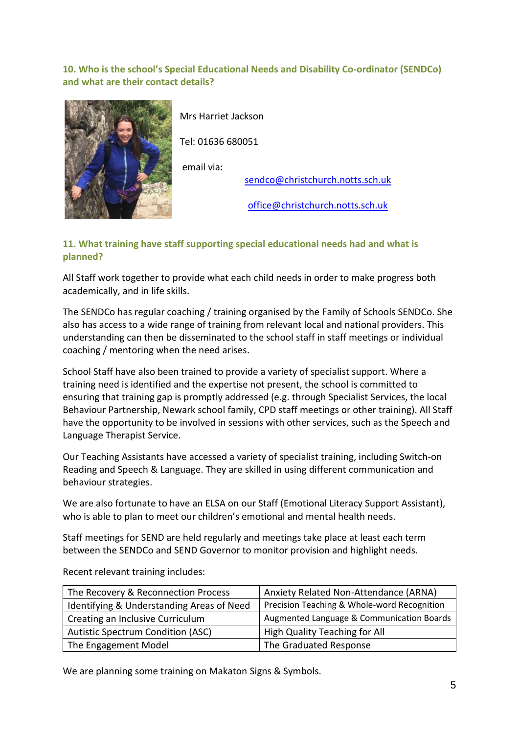### 10. Who is the school's Special Educational Needs and Disability Co-ordinator (SENDCo) and what are their contact details?

Mrs Harriet Jackson

Tel: 01636 680051

email via:

sendco@christchurch.notts.sch.uk

office@christchurch.notts.sch.uk

### 11. What training have staff supporting special educational needs had and what is planned?

All Staff work together to provide what each child needs in order to make progress both academically, and in life skills.

The SENDCo has regular coaching / training organised by the Family of Schools SENDCo. She also has access to a wide range of training from relevant local and national providers. This understanding can then be disseminated to the school staff in staff meetings or individual coaching / mentoring when the need arises.

School Staff have also been trained to provide a variety of specialist support. Where a training need is identified and the expertise not present, the school is committed to ensuring that training gap is promptly addressed (e.g. through Specialist Services, the local Behaviour Partnership, Newark school family, CPD staff meetings or other training). All Staff have the opportunity to be involved in sessions with other services, such as the Speech and Language Therapist Service.

Our Teaching Assistants have accessed a variety of specialist training, including Switch-on Reading and Speech & Language. They are skilled in using different communication and behaviour strategies.

We are also fortunate to have an ELSA on our Staff (Emotional Literacy Support Assistant), who is able to plan to meet our children's emotional and mental health needs.

Staff meetings for SEND are held regularly and meetings take place at least each term between the SENDCo and SEND Governor to monitor provision and highlight needs.

Recent relevant training includes:

| | |
|---|---|
| The Recovery & Reconnection Process | Anxiety Related Non-Attendance (ARNA) |
| Identifying & Understanding Areas of Need | Precision Teaching & Whole-word Recognition |
| Creating an Inclusive Curriculum | Augmented Language & Communication Boards |
| Autistic Spectrum Condition (ASC) | High Quality Teaching for All |
| The Engagement Model | The Graduated Response |

We are planning some training on Makaton Signs & Symbols.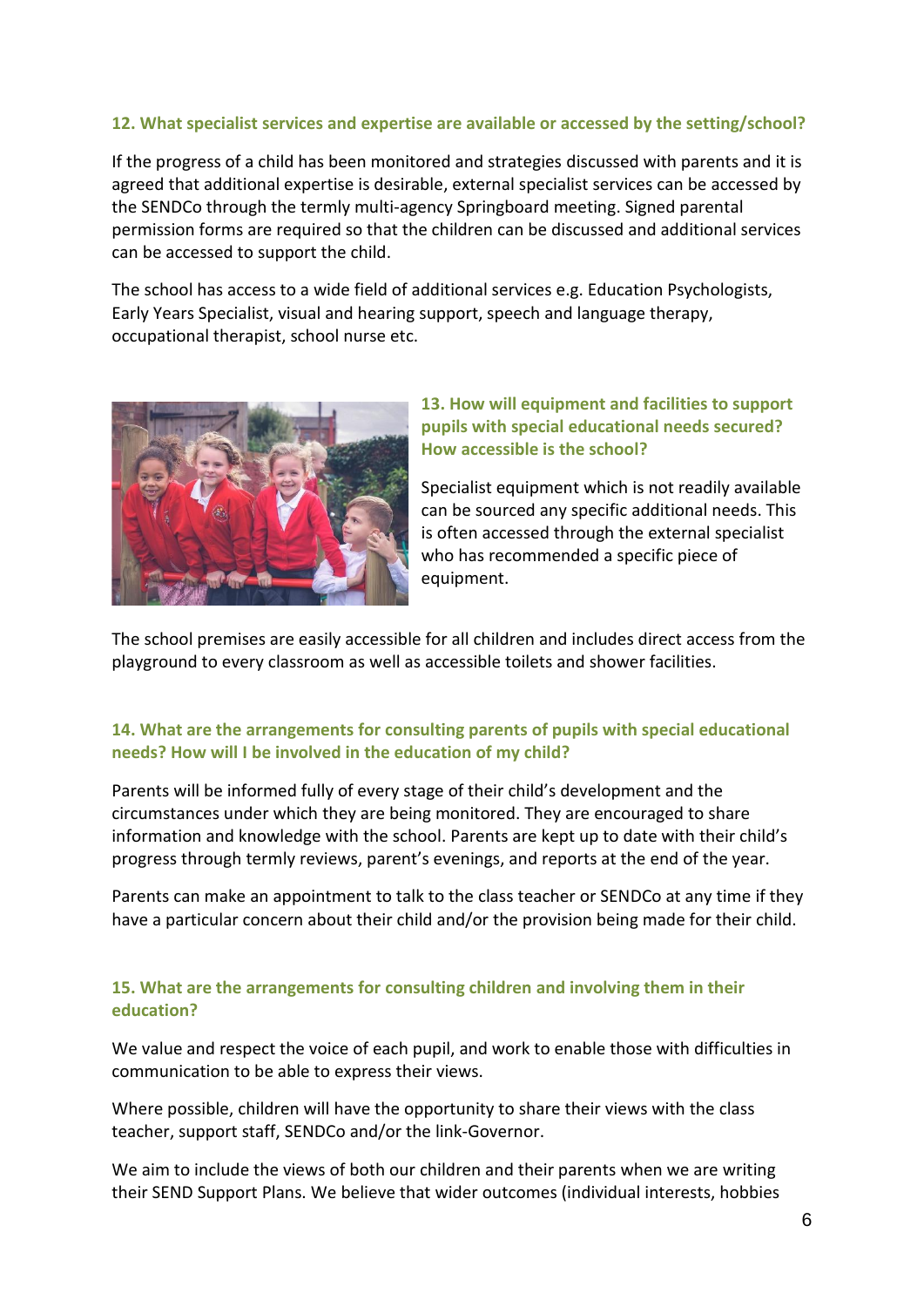### 12. What specialist services and expertise are available or accessed by the setting/school?

If the progress of a child has been monitored and strategies discussed with parents and it is agreed that additional expertise is desirable, external specialist services can be accessed by the SENDCo through the termly multi-agency Springboard meeting. Signed parental permission forms are required so that the children can be discussed and additional services can be accessed to support the child.

The school has access to a wide field of additional services e.g. Education Psychologists, Early Years Specialist, visual and hearing support, speech and language therapy, occupational therapist, school nurse etc.

### 13. How will equipment and facilities to support pupils with special educational needs secured? How accessible is the school?

Specialist equipment which is not readily available can be sourced any specific additional needs. This is often accessed through the external specialist who has recommended a specific piece of equipment.

The school premises are easily accessible for all children and includes direct access from the playground to every classroom as well as accessible toilets and shower facilities.

### 14. What are the arrangements for consulting parents of pupils with special educational needs? How will I be involved in the education of my child?

Parents will be informed fully of every stage of their child's development and the circumstances under which they are being monitored. They are encouraged to share information and knowledge with the school. Parents are kept up to date with their child's progress through termly reviews, parent's evenings, and reports at the end of the year.

Parents can make an appointment to talk to the class teacher or SENDCo at any time if they have a particular concern about their child and/or the provision being made for their child.

### 15. What are the arrangements for consulting children and involving them in their education?

We value and respect the voice of each pupil, and work to enable those with difficulties in communication to be able to express their views.

Where possible, children will have the opportunity to share their views with the class teacher, support staff, SENDCo and/or the link-Governor.

We aim to include the views of both our children and their parents when we are writing their SEND Support Plans. We believe that wider outcomes (individual interests, hobbies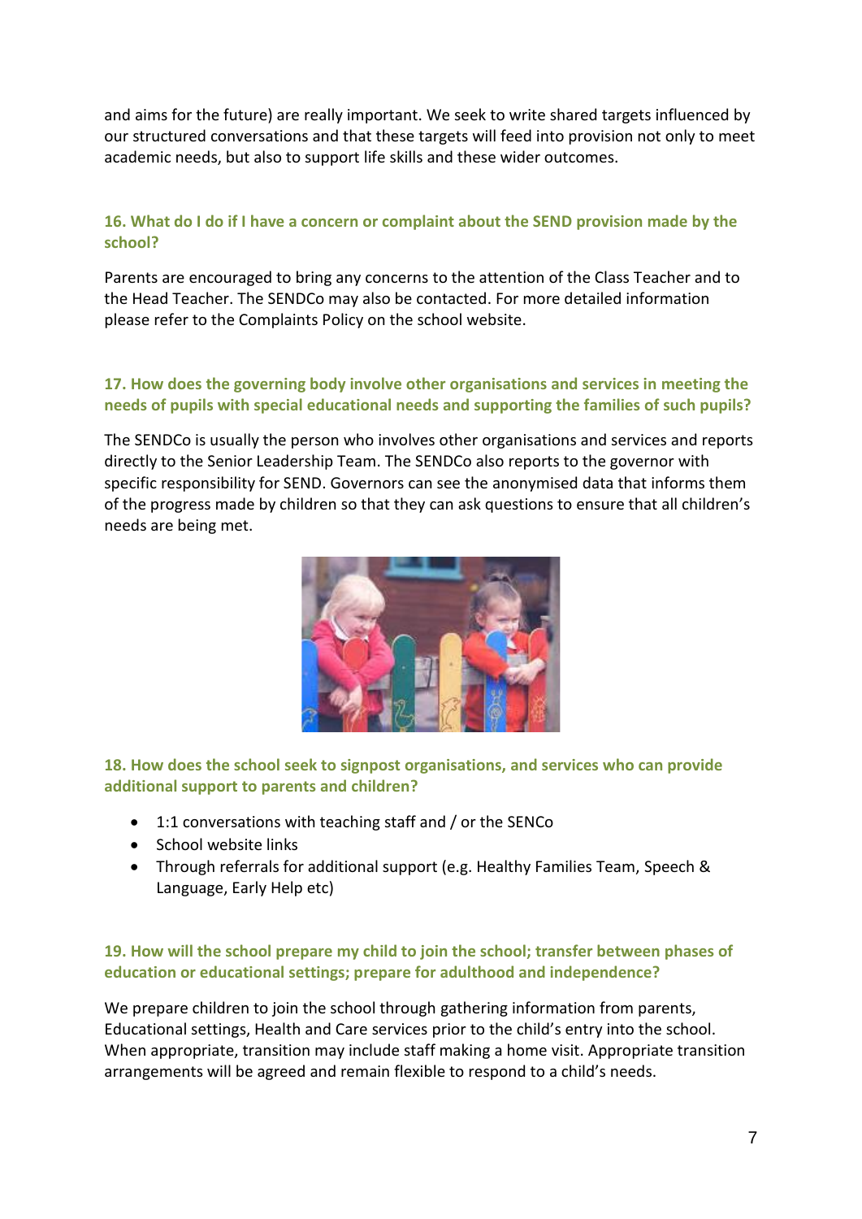and aims for the future) are really important. We seek to write shared targets influenced by our structured conversations and that these targets will feed into provision not only to meet academic needs, but also to support life skills and these wider outcomes.

### 16. What do I do if I have a concern or complaint about the SEND provision made by the school?

Parents are encouraged to bring any concerns to the attention of the Class Teacher and to the Head Teacher. The SENDCo may also be contacted. For more detailed information please refer to the Complaints Policy on the school website.

### 17. How does the governing body involve other organisations and services in meeting the needs of pupils with special educational needs and supporting the families of such pupils?

The SENDCo is usually the person who involves other organisations and services and reports directly to the Senior Leadership Team. The SENDCo also reports to the governor with specific responsibility for SEND. Governors can see the anonymised data that informs them of the progress made by children so that they can ask questions to ensure that all children's needs are being met.

### 18. How does the school seek to signpost organisations, and services who can provide additional support to parents and children?

- 1:1 conversations with teaching staff and / or the SENCo
- School website links
- Through referrals for additional support (e.g. Healthy Families Team, Speech & Language, Early Help etc)

### 19. How will the school prepare my child to join the school; transfer between phases of education or educational settings; prepare for adulthood and independence?

We prepare children to join the school through gathering information from parents, Educational settings, Health and Care services prior to the child's entry into the school. When appropriate, transition may include staff making a home visit. Appropriate transition arrangements will be agreed and remain flexible to respond to a child's needs.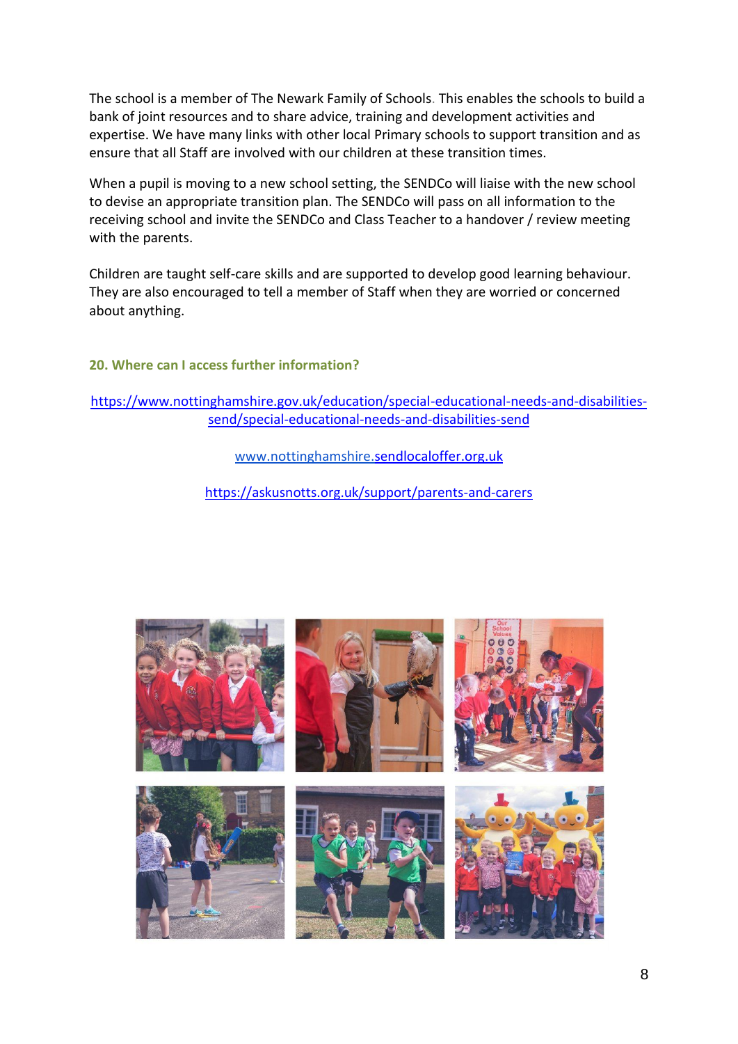The school is a member of The Newark Family of Schools. This enables the schools to build a bank of joint resources and to share advice, training and development activities and expertise. We have many links with other local Primary schools to support transition and as ensure that all Staff are involved with our children at these transition times.

When a pupil is moving to a new school setting, the SENDCo will liaise with the new school to devise an appropriate transition plan. The SENDCo will pass on all information to the receiving school and invite the SENDCo and Class Teacher to a handover / review meeting with the parents.

Children are taught self-care skills and are supported to develop good learning behaviour. They are also encouraged to tell a member of Staff when they are worried or concerned about anything.

### 20. Where can I access further information?

https://www.nottinghamshire.gov.uk/education/special-educational-needs-and-disabilities-send/special-educational-needs-and-disabilities-send

www.nottinghamshire.sendlocaloffer.org.uk

https://askusnotts.org.uk/support/parents-and-carers